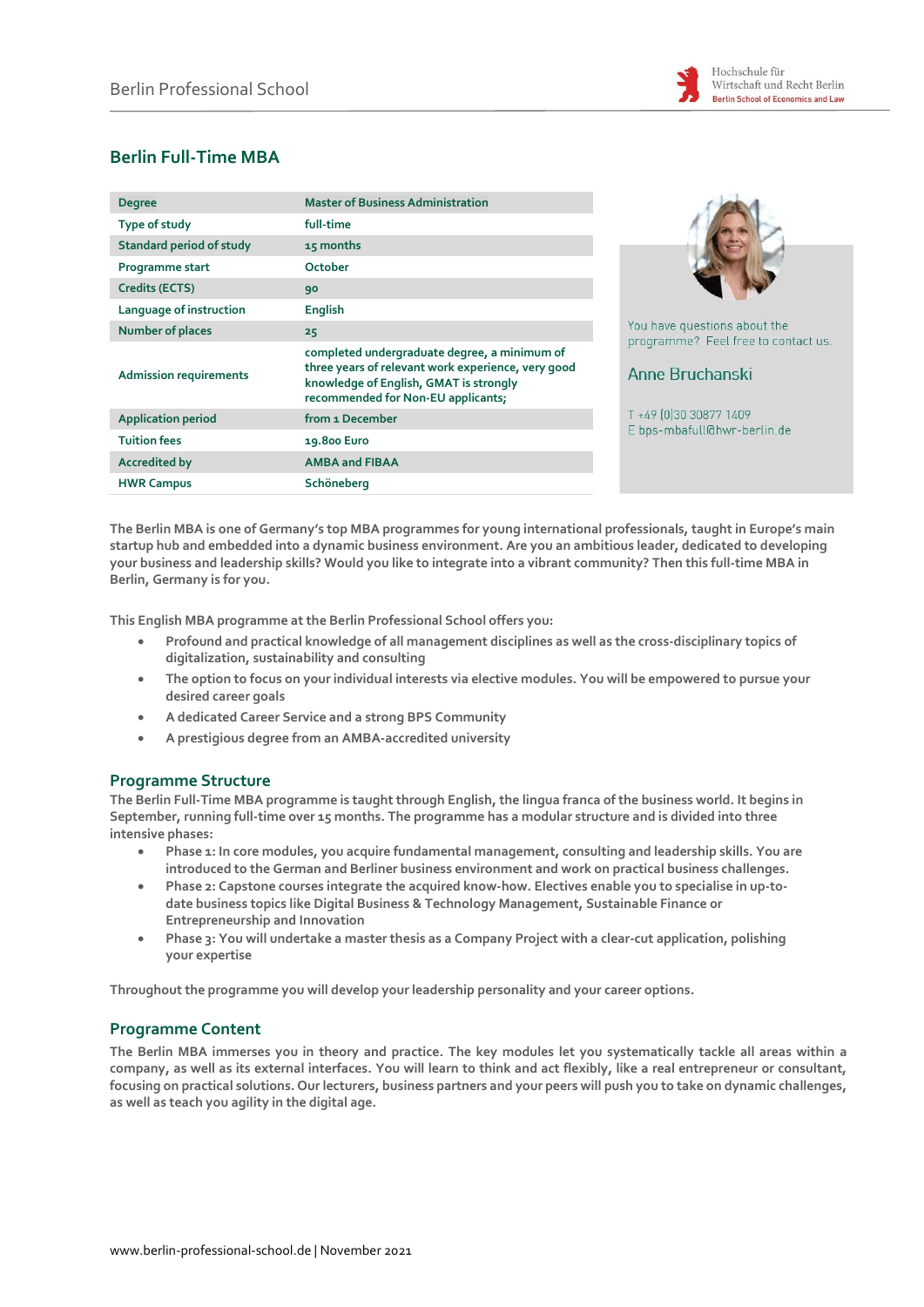# Berlin Full-Time MBA

| Degree | Master of Business Administration |
|---|---|
| Type of study | full-time |
| Standard period of study | 15 months |
| Programme start | October |
| Credits (ECTS) | 90 |
| Language of instruction | English |
| Number of places | 25 |
| Admission requirements | completed undergraduate degree, a minimum of three years of relevant work experience, very good knowledge of English, GMAT is strongly recommended for Non-EU applicants; |
| Application period | from 1 December |
| Tuition fees | 19.800 Euro |
| Accredited by | AMBA and FIBAA |
| HWR Campus | Schöneberg |

You have questions about the programme? Feel free to contact us.

Anne Bruchanski

T +49 (0)30 30877 1409
E bps-mbafull@hwr-berlin.de

**The Berlin MBA is one of Germany's top MBA programmes for young international professionals, taught in Europe's main startup hub and embedded into a dynamic business environment. Are you an ambitious leader, dedicated to developing your business and leadership skills? Would you like to integrate into a vibrant community? Then this full-time MBA in Berlin, Germany is for you.**

This English MBA programme at the Berlin Professional School offers you:

- Profound and practical knowledge of all management disciplines as well as the cross-disciplinary topics of digitalization, sustainability and consulting
- The option to focus on your individual interests via elective modules. You will be empowered to pursue your desired career goals
- A dedicated Career Service and a strong BPS Community
- A prestigious degree from an AMBA-accredited university

## Programme Structure

The Berlin Full-Time MBA programme is taught through English, the lingua franca of the business world. It begins in September, running full-time over 15 months. The programme has a modular structure and is divided into three intensive phases:

- Phase 1: In core modules, you acquire fundamental management, consulting and leadership skills. You are introduced to the German and Berliner business environment and work on practical business challenges.
- Phase 2: Capstone courses integrate the acquired know-how. Electives enable you to specialise in up-to-date business topics like Digital Business & Technology Management, Sustainable Finance or Entrepreneurship and Innovation
- Phase 3: You will undertake a master thesis as a Company Project with a clear-cut application, polishing your expertise

Throughout the programme you will develop your leadership personality and your career options.

## Programme Content

The Berlin MBA immerses you in theory and practice. The key modules let you systematically tackle all areas within a company, as well as its external interfaces. You will learn to think and act flexibly, like a real entrepreneur or consultant, focusing on practical solutions. Our lecturers, business partners and your peers will push you to take on dynamic challenges, as well as teach you agility in the digital age.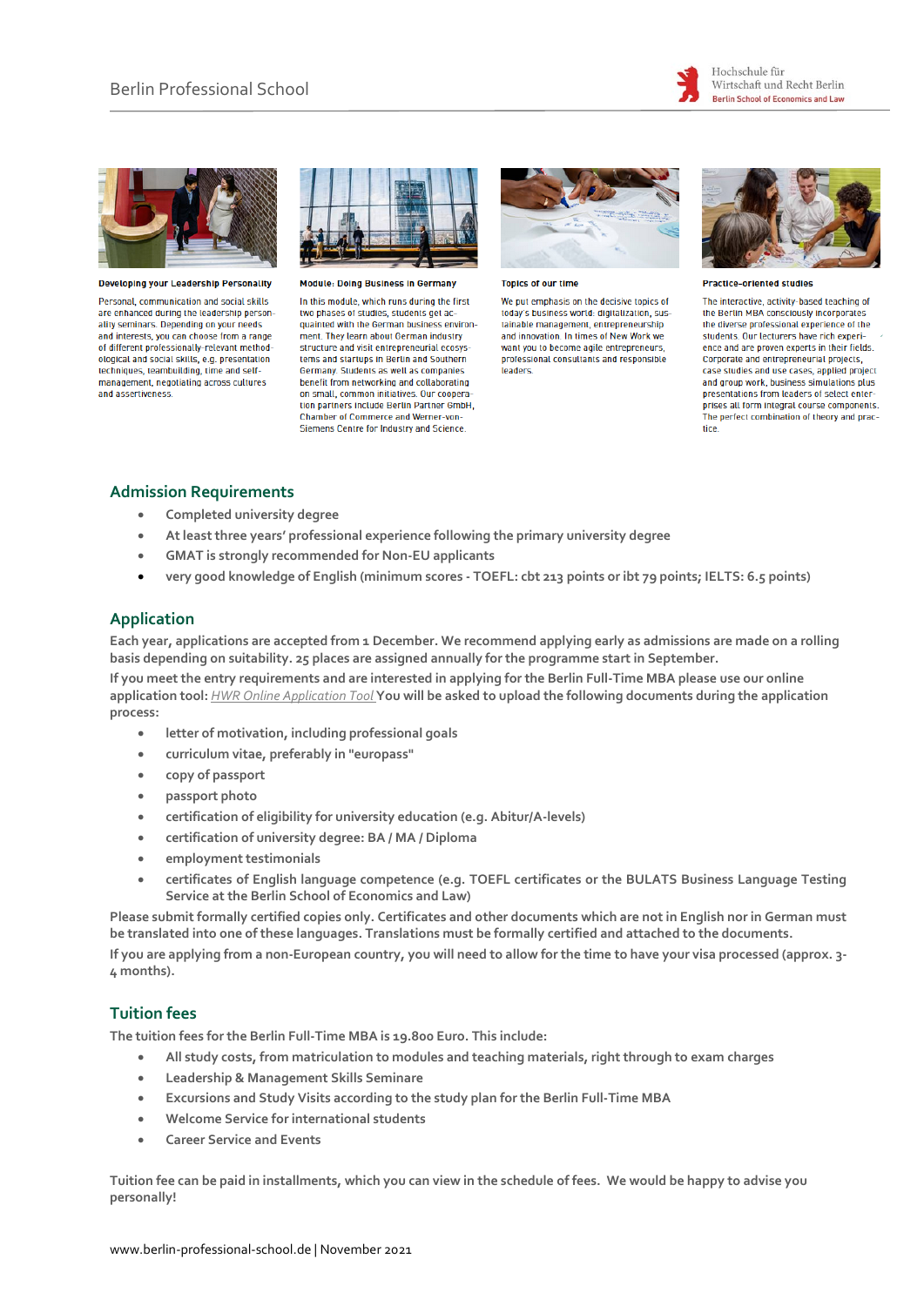#### Developing your Leadership Personality

Personal, communication and social skills are enhanced during the leadership personality seminars. Depending on your needs and interests, you can choose from a range of different professionally-relevant methodological and social skills, e.g. presentation techniques, teambuilding, time and self-management, negotiating across cultures and assertiveness.

#### Module: Doing Business in Germany

In this module, which runs during the first two phases of studies, students get acquainted with the German business environment. They learn about German industry structure and visit entrepreneurial ecosystems and startups in Berlin and Southern Germany. Students as well as companies benefit from networking and collaborating on small, common initiatives. Our cooperation partners include Berlin Partner GmbH, Chamber of Commerce and Werner-von-Siemens Centre for Industry and Science.

#### Topics of our time

We put emphasis on the decisive topics of today's business world: digitalization, sustainable management, entrepreneurship and innovation. In times of New Work we want you to become agile entrepreneurs, professional consultants and responsible leaders.

#### Practice-oriented studies

The interactive, activity-based teaching of the Berlin MBA consciously incorporates the diverse professional experience of the students. Our lecturers have rich experience and are proven experts in their fields. Corporate and entrepreneurial projects, case studies and use cases, applied project and group work, business simulations plus presentations from leaders of select enterprises all form integral course components. The perfect combination of theory and practice.

## Admission Requirements

- Completed university degree
- At least three years' professional experience following the primary university degree
- GMAT is strongly recommended for Non-EU applicants
- very good knowledge of English (minimum scores - TOEFL: cbt 213 points or ibt 79 points; IELTS: 6.5 points)

## Application

Each year, applications are accepted from 1 December. We recommend applying early as admissions are made on a rolling basis depending on suitability. 25 places are assigned annually for the programme start in September.

If you meet the entry requirements and are interested in applying for the Berlin Full-Time MBA please use our online application tool: *HWR Online Application Tool* You will be asked to upload the following documents during the application process:

- letter of motivation, including professional goals
- curriculum vitae, preferably in "europass"
- copy of passport
- passport photo
- certification of eligibility for university education (e.g. Abitur/A-levels)
- certification of university degree: BA / MA / Diploma
- employment testimonials
- certificates of English language competence (e.g. TOEFL certificates or the BULATS Business Language Testing Service at the Berlin School of Economics and Law)

Please submit formally certified copies only. Certificates and other documents which are not in English nor in German must be translated into one of these languages. Translations must be formally certified and attached to the documents.

If you are applying from a non-European country, you will need to allow for the time to have your visa processed (approx. 3-4 months).

## Tuition fees

The tuition fees for the Berlin Full-Time MBA is 19.800 Euro. This include:

- All study costs, from matriculation to modules and teaching materials, right through to exam charges
- Leadership & Management Skills Seminare
- Excursions and Study Visits according to the study plan for the Berlin Full-Time MBA
- Welcome Service for international students
- Career Service and Events

Tuition fee can be paid in installments, which you can view in the schedule of fees. We would be happy to advise you personally!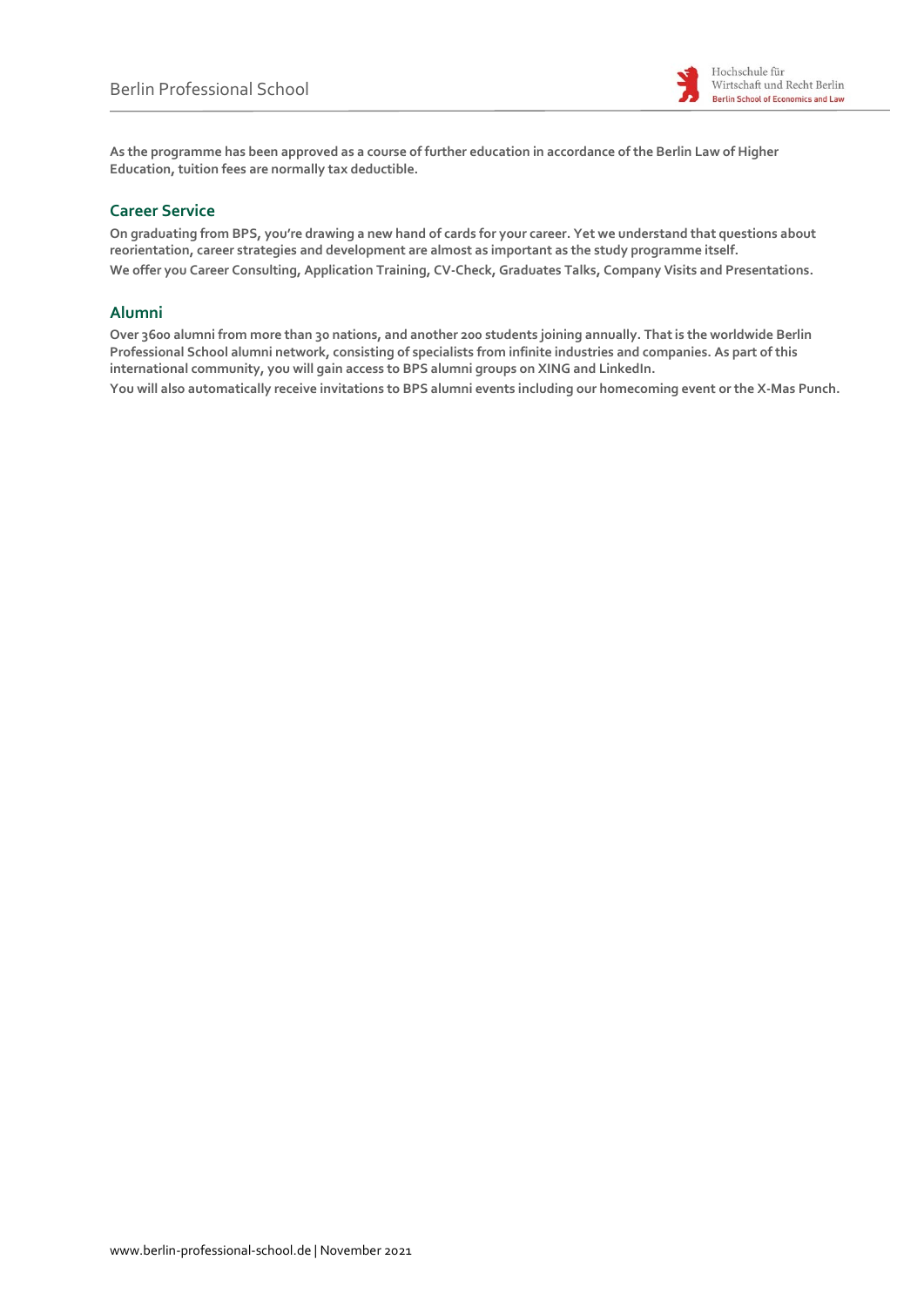**As the programme has been approved as a course of further education in accordance of the Berlin Law of Higher Education, tuition fees are normally tax deductible.**

## Career Service

**On graduating from BPS, you're drawing a new hand of cards for your career. Yet we understand that questions about reorientation, career strategies and development are almost as important as the study programme itself.**

**We offer you Career Consulting, Application Training, CV-Check, Graduates Talks, Company Visits and Presentations.**

## Alumni

**Over 3600 alumni from more than 30 nations, and another 200 students joining annually. That is the worldwide Berlin Professional School alumni network, consisting of specialists from infinite industries and companies. As part of this international community, you will gain access to BPS alumni groups on XING and LinkedIn.**

**You will also automatically receive invitations to BPS alumni events including our homecoming event or the X-Mas Punch.**